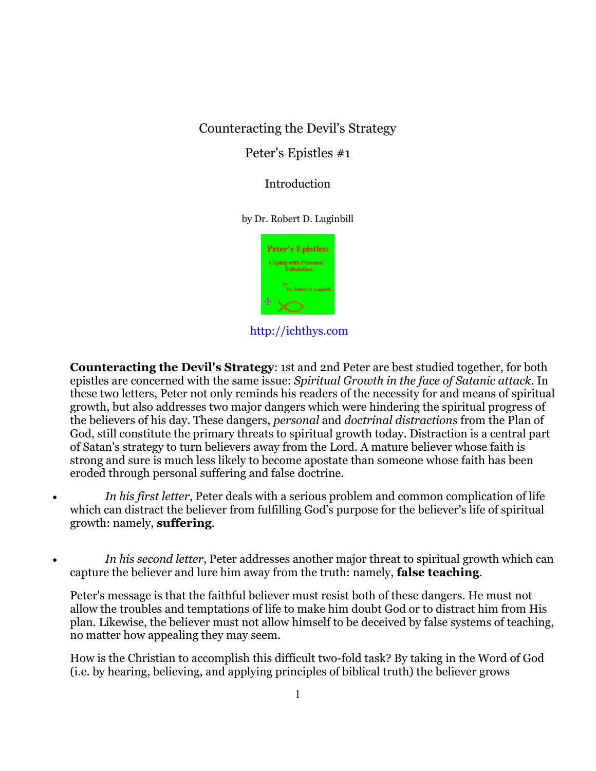# Counteracting the Devil's Strategy

## Peter's Epistles #1

### Introduction

by Dr. Robert D. Luginbill

http://ichthys.com

**Counteracting the Devil's Strategy**: 1st and 2nd Peter are best studied together, for both epistles are concerned with the same issue: *Spiritual Growth in the face of Satanic attack*. In these two letters, Peter not only reminds his readers of the necessity for and means of spiritual growth, but also addresses two major dangers which were hindering the spiritual progress of the believers of his day. These dangers, *personal* and *doctrinal distractions* from the Plan of God, still constitute the primary threats to spiritual growth today. Distraction is a central part of Satan's strategy to turn believers away from the Lord. A mature believer whose faith is strong and sure is much less likely to become apostate than someone whose faith has been eroded through personal suffering and false doctrine.

- *In his first letter*, Peter deals with a serious problem and common complication of life which can distract the believer from fulfilling God's purpose for the believer's life of spiritual growth: namely, **suffering**.

- *In his second letter*, Peter addresses another major threat to spiritual growth which can capture the believer and lure him away from the truth: namely, **false teaching**.

Peter's message is that the faithful believer must resist both of these dangers. He must not allow the troubles and temptations of life to make him doubt God or to distract him from His plan. Likewise, the believer must not allow himself to be deceived by false systems of teaching, no matter how appealing they may seem.

How is the Christian to accomplish this difficult two-fold task? By taking in the Word of God (i.e. by hearing, believing, and applying principles of biblical truth) the believer grows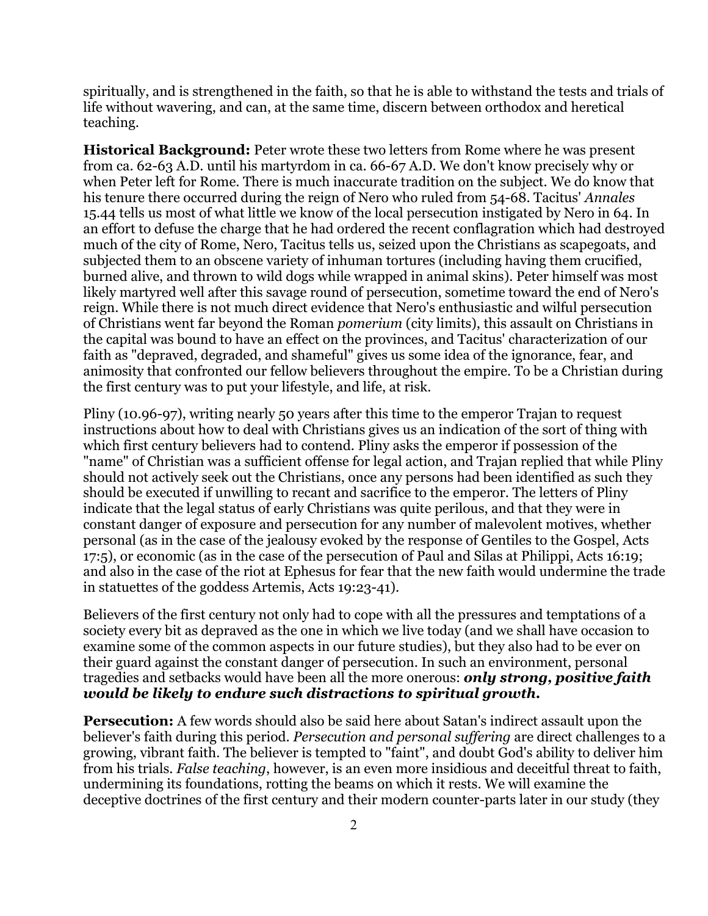spiritually, and is strengthened in the faith, so that he is able to withstand the tests and trials of life without wavering, and can, at the same time, discern between orthodox and heretical teaching.

**Historical Background:** Peter wrote these two letters from Rome where he was present from ca. 62-63 A.D. until his martyrdom in ca. 66-67 A.D. We don't know precisely why or when Peter left for Rome. There is much inaccurate tradition on the subject. We do know that his tenure there occurred during the reign of Nero who ruled from 54-68. Tacitus' *Annales* 15.44 tells us most of what little we know of the local persecution instigated by Nero in 64. In an effort to defuse the charge that he had ordered the recent conflagration which had destroyed much of the city of Rome, Nero, Tacitus tells us, seized upon the Christians as scapegoats, and subjected them to an obscene variety of inhuman tortures (including having them crucified, burned alive, and thrown to wild dogs while wrapped in animal skins). Peter himself was most likely martyred well after this savage round of persecution, sometime toward the end of Nero's reign. While there is not much direct evidence that Nero's enthusiastic and wilful persecution of Christians went far beyond the Roman *pomerium* (city limits), this assault on Christians in the capital was bound to have an effect on the provinces, and Tacitus' characterization of our faith as "depraved, degraded, and shameful" gives us some idea of the ignorance, fear, and animosity that confronted our fellow believers throughout the empire. To be a Christian during the first century was to put your lifestyle, and life, at risk.

Pliny (10.96-97), writing nearly 50 years after this time to the emperor Trajan to request instructions about how to deal with Christians gives us an indication of the sort of thing with which first century believers had to contend. Pliny asks the emperor if possession of the "name" of Christian was a sufficient offense for legal action, and Trajan replied that while Pliny should not actively seek out the Christians, once any persons had been identified as such they should be executed if unwilling to recant and sacrifice to the emperor. The letters of Pliny indicate that the legal status of early Christians was quite perilous, and that they were in constant danger of exposure and persecution for any number of malevolent motives, whether personal (as in the case of the jealousy evoked by the response of Gentiles to the Gospel, Acts 17:5), or economic (as in the case of the persecution of Paul and Silas at Philippi, Acts 16:19; and also in the case of the riot at Ephesus for fear that the new faith would undermine the trade in statuettes of the goddess Artemis, Acts 19:23-41).

Believers of the first century not only had to cope with all the pressures and temptations of a society every bit as depraved as the one in which we live today (and we shall have occasion to examine some of the common aspects in our future studies), but they also had to be ever on their guard against the constant danger of persecution. In such an environment, personal tragedies and setbacks would have been all the more onerous: ***only strong, positive faith would be likely to endure such distractions to spiritual growth.***

**Persecution:** A few words should also be said here about Satan's indirect assault upon the believer's faith during this period. *Persecution and personal suffering* are direct challenges to a growing, vibrant faith. The believer is tempted to "faint", and doubt God's ability to deliver him from his trials. *False teaching*, however, is an even more insidious and deceitful threat to faith, undermining its foundations, rotting the beams on which it rests. We will examine the deceptive doctrines of the first century and their modern counter-parts later in our study (they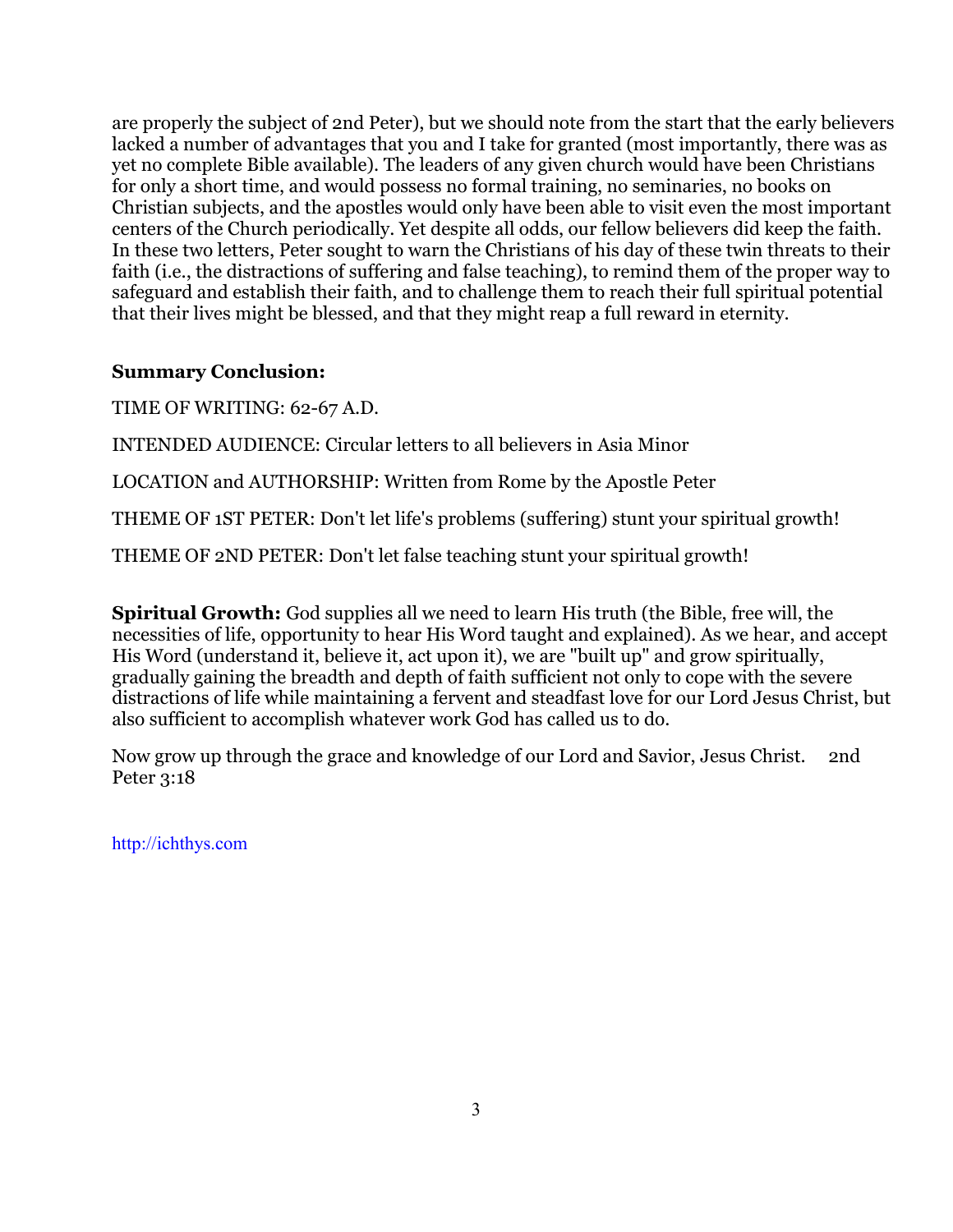are properly the subject of 2nd Peter), but we should note from the start that the early believers lacked a number of advantages that you and I take for granted (most importantly, there was as yet no complete Bible available). The leaders of any given church would have been Christians for only a short time, and would possess no formal training, no seminaries, no books on Christian subjects, and the apostles would only have been able to visit even the most important centers of the Church periodically. Yet despite all odds, our fellow believers did keep the faith. In these two letters, Peter sought to warn the Christians of his day of these twin threats to their faith (i.e., the distractions of suffering and false teaching), to remind them of the proper way to safeguard and establish their faith, and to challenge them to reach their full spiritual potential that their lives might be blessed, and that they might reap a full reward in eternity.

**Summary Conclusion:**

TIME OF WRITING: 62-67 A.D.

INTENDED AUDIENCE: Circular letters to all believers in Asia Minor

LOCATION and AUTHORSHIP: Written from Rome by the Apostle Peter

THEME OF 1ST PETER: Don't let life's problems (suffering) stunt your spiritual growth!

THEME OF 2ND PETER: Don't let false teaching stunt your spiritual growth!

**Spiritual Growth:** God supplies all we need to learn His truth (the Bible, free will, the necessities of life, opportunity to hear His Word taught and explained). As we hear, and accept His Word (understand it, believe it, act upon it), we are "built up" and grow spiritually, gradually gaining the breadth and depth of faith sufficient not only to cope with the severe distractions of life while maintaining a fervent and steadfast love for our Lord Jesus Christ, but also sufficient to accomplish whatever work God has called us to do.

Now grow up through the grace and knowledge of our Lord and Savior, Jesus Christ. 2nd Peter 3:18

http://ichthys.com